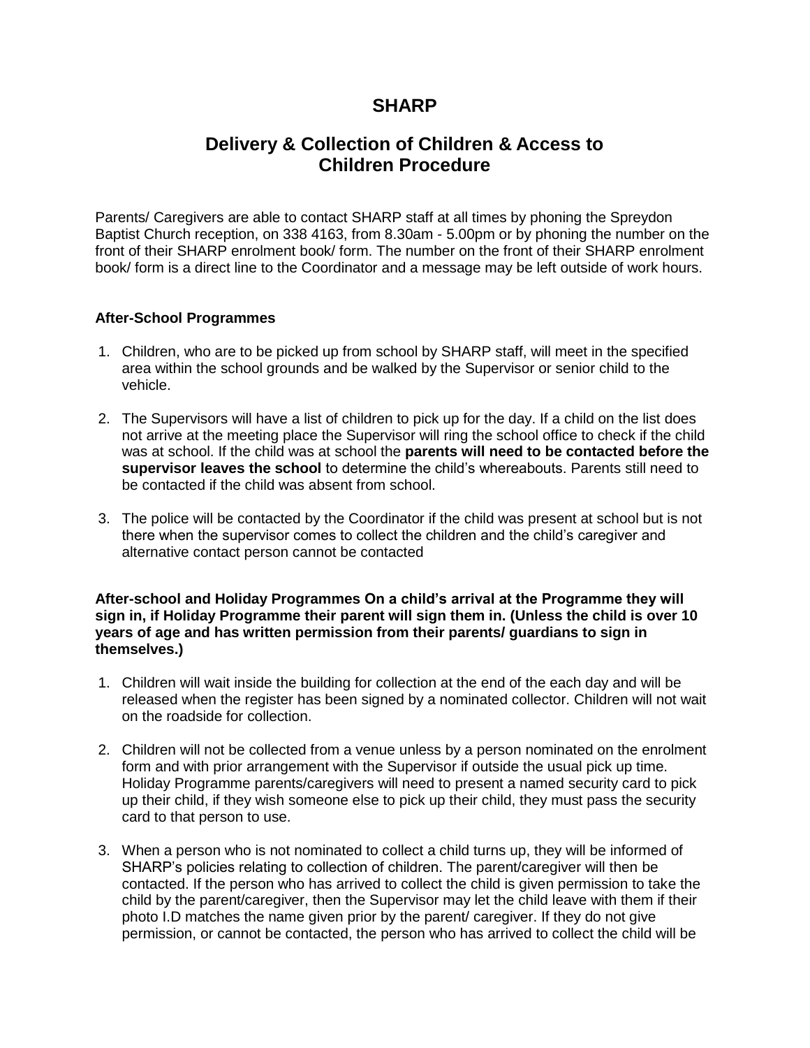# SHARP

## Delivery & Collection of Children & Access to Children Procedure

Parents/ Caregivers are able to contact SHARP staff at all times by phoning the Spreydon Baptist Church reception, on 338 4163, from 8.30am - 5.00pm or by phoning the number on the front of their SHARP enrolment book/ form. The number on the front of their SHARP enrolment book/ form is a direct line to the Coordinator and a message may be left outside of work hours.

### After-School Programmes

1. Children, who are to be picked up from school by SHARP staff, will meet in the specified area within the school grounds and be walked by the Supervisor or senior child to the vehicle.
2. The Supervisors will have a list of children to pick up for the day. If a child on the list does not arrive at the meeting place the Supervisor will ring the school office to check if the child was at school. If the child was at school the **parents will need to be contacted before the supervisor leaves the school** to determine the child's whereabouts. Parents still need to be contacted if the child was absent from school.
3. The police will be contacted by the Coordinator if the child was present at school but is not there when the supervisor comes to collect the children and the child's caregiver and alternative contact person cannot be contacted

**After-school and Holiday Programmes On a child's arrival at the Programme they will sign in, if Holiday Programme their parent will sign them in. (Unless the child is over 10 years of age and has written permission from their parents/ guardians to sign in themselves.)**

1. Children will wait inside the building for collection at the end of the each day and will be released when the register has been signed by a nominated collector. Children will not wait on the roadside for collection.
2. Children will not be collected from a venue unless by a person nominated on the enrolment form and with prior arrangement with the Supervisor if outside the usual pick up time. Holiday Programme parents/caregivers will need to present a named security card to pick up their child, if they wish someone else to pick up their child, they must pass the security card to that person to use.
3. When a person who is not nominated to collect a child turns up, they will be informed of SHARP's policies relating to collection of children. The parent/caregiver will then be contacted. If the person who has arrived to collect the child is given permission to take the child by the parent/caregiver, then the Supervisor may let the child leave with them if their photo I.D matches the name given prior by the parent/ caregiver. If they do not give permission, or cannot be contacted, the person who has arrived to collect the child will be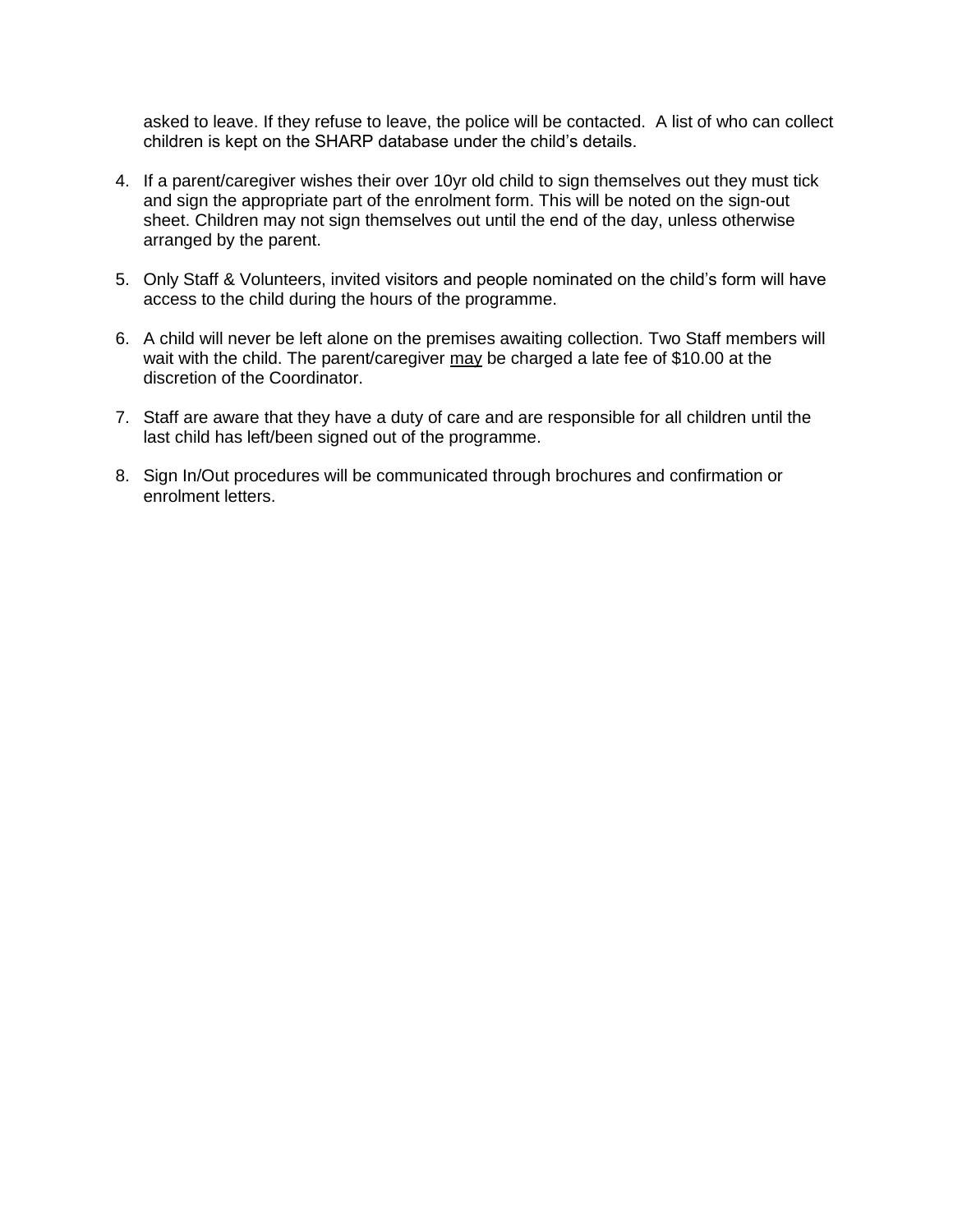asked to leave. If they refuse to leave, the police will be contacted. A list of who can collect children is kept on the SHARP database under the child's details.

4. If a parent/caregiver wishes their over 10yr old child to sign themselves out they must tick and sign the appropriate part of the enrolment form. This will be noted on the sign-out sheet. Children may not sign themselves out until the end of the day, unless otherwise arranged by the parent.

5. Only Staff & Volunteers, invited visitors and people nominated on the child's form will have access to the child during the hours of the programme.

6. A child will never be left alone on the premises awaiting collection. Two Staff members will wait with the child. The parent/caregiver <u>may</u> be charged a late fee of $10.00 at the discretion of the Coordinator.

7. Staff are aware that they have a duty of care and are responsible for all children until the last child has left/been signed out of the programme.

8. Sign In/Out procedures will be communicated through brochures and confirmation or enrolment letters.